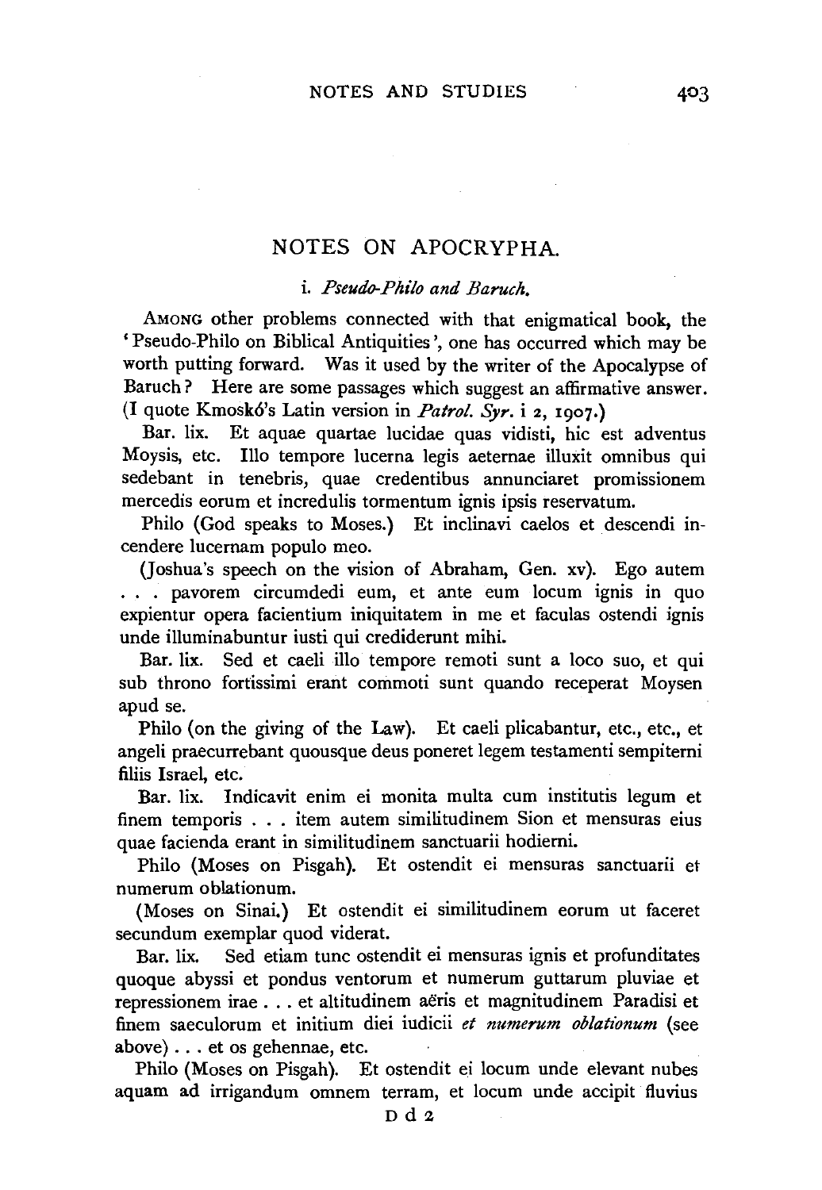# NOTES ON APOCRYPHA.

### i. *Pseudo-Philo and Baruch.*

AMONG other problems connected with that enigmatical book, the 'Pseudo-Philo on Biblical Antiquities', one has occurred which may be worth putting forward. Was it used by the writer of the Apocalypse of Baruch? Here are some passages which suggest an affirmative answer. (I quote Kmoskó's Latin version in *Patrol. Syr.* i 2, 1907.)

Bar. lix. Et aquae quartae lucidae quas vidisti, hic est adventus Moysis, etc. Illo tempore lucerna legis aeternae illuxit omnibus qui sedebant in tenebris, quae credentibus annunciaret promissionem mercedis eorum et incredulis tormentum ignis ipsis reservatum.

Philo (God speaks to Moses.) Et inclinavi caelos et descendi incendere lucernam populo meo.

(Joshua's speech on the vision of Abraham, Gen. xv). Ego autem . . . pavorem circumdedi eum, et ante eum locum ignis in quo expientur opera facientium iniquitatem in me et faculas ostendi ignis unde illuminabuntur iusti qui crediderunt mihi.

Bar. lix. Sed et caeli illo tempore remoti sunt a loco suo, et qui sub throno fortissimi erant commoti sunt quando receperat Moysen apud se.

Philo (on the giving of the Law). Et caeli plicabantur, etc., etc., et angeli praecurrebant quousque deus poneret legem testamenti sempiterni filiis Israel, etc.

Bar. lix. Indicavit enim ei monita multa cum institutis legum et finem temporis . . . item autem similitudinem Sion et mensuras eius quae facienda erant in similitudinem sanctuarii hodierni.

Philo (Moses on Pisgah). Et ostendit ei mensuras sanctuarii et numerum oblationum.

(Moses on Sinai.) Et ostendit ei similitudinem eorum ut faceret secundum exemplar quod viderat.

Bar. lix. Sed etiam tunc ostendit ei mensuras ignis et profunditates quoque abyssi et pondus ventorum et numerum guttarum pluviae et repressionem irae . . . et altitudinem aëris et magnitudinem Paradisi et finem saeculorum et initium diei iudicii *et numerum oblationum* (see above) . . . et os gehennae, etc.

Philo (Moses on Pisgah). Et ostendit ei locum unde elevant nubes aquam ad irrigandum omnem terram, et locum unde accipit fluvius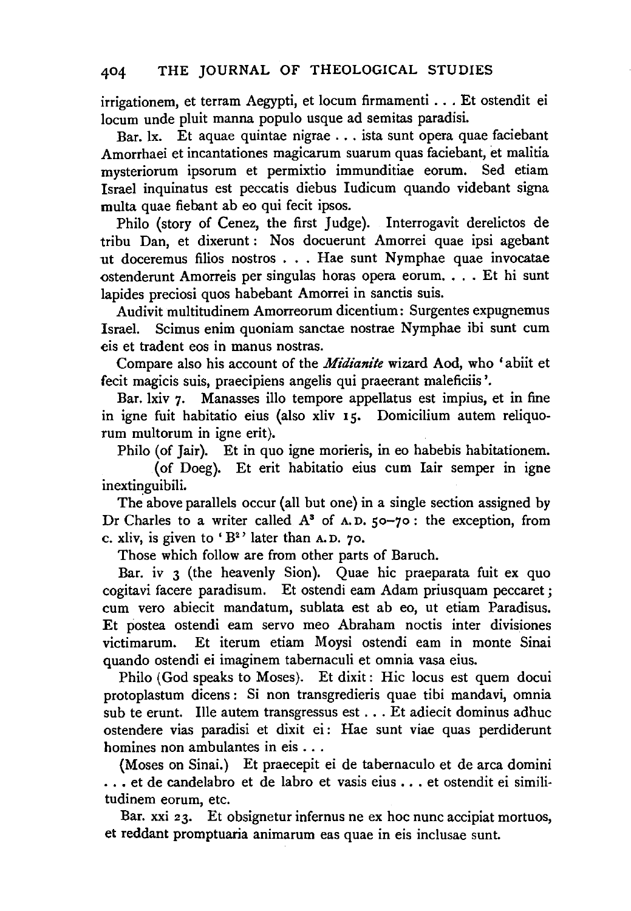irrigationem, et terram Aegypti, et locum firmamenti . . . Et ostendit ei locum unde pluit manna populo usque ad semitas paradisi.

Bar. lx. Et aquae quintae nigrae . . . ista sunt opera quae faciebant Amorrhaei et incantationes magicarum suarum quas faciebant, et malitia mysteriorum ipsorum et permixtio immunditiae eorum. Sed etiam Israel inquinatus est peccatis diebus Iudicum quando videbant signa multa quae fiebant ab eo qui fecit ipsos.

Philo (story of Cenez, the first Judge). Interrogavit derelictos de tribu Dan, et dixerunt: Nos docuerunt Amorrei quae ipsi agebant ut doceremus filios nostros . . . Hae sunt Nymphae quae invocatae ostenderunt Amorreis per singulas horas opera eorum. . . . Et hi sunt lapides preciosi quos habebant Amorrei in sanctis suis.

Audivit multitudinem Amorreorum dicentium: Surgentes expugnemus Israel. Scimus enim quoniam sanctae nostrae Nymphae ibi sunt cum eis et tradent eos in manus nostras.

Compare also his account of the *Midianite* wizard Aod, who 'abiit et fecit magicis suis, praecipiens angelis qui praeerant maleficiis'.

Bar. lxiv 7. Manasses illo tempore appellatus est impius, et in fine in igne fuit habitatio eius (also xliv 15. Domicilium autem reliquorum multorum in igne erit).

Philo (of Jair). Et in quo igne morieris, in eo habebis habitationem.

(of Doeg). Et erit habitatio eius cum Iair semper in igne inextinguibili.

The above parallels occur (all but one) in a single section assigned by Dr Charles to a writer called A[3] of A.D. 50–70: the exception, from c. xliv, is given to 'B[2]' later than A.D. 70.

Those which follow are from other parts of Baruch.

Bar. iv 3 (the heavenly Sion). Quae hic praeparata fuit ex quo cogitavi facere paradisum. Et ostendi eam Adam priusquam peccaret; cum vero abiecit mandatum, sublata est ab eo, ut etiam Paradisus. Et postea ostendi eam servo meo Abraham noctis inter divisiones victimarum. Et iterum etiam Moysi ostendi eam in monte Sinai quando ostendi ei imaginem tabernaculi et omnia vasa eius.

Philo (God speaks to Moses). Et dixit: Hic locus est quem docui protoplastum dicens: Si non transgredieris quae tibi mandavi, omnia sub te erunt. Ille autem transgressus est . . . Et adiecit dominus adhuc ostendere vias paradisi et dixit ei: Hae sunt viae quas perdiderunt homines non ambulantes in eis . . .

(Moses on Sinai.) Et praecepit ei de tabernaculo et de arca domini . . . et de candelabro et de labro et vasis eius . . . et ostendit ei similitudinem eorum, etc.

Bar. xxi 23. Et obsignetur infernus ne ex hoc nunc accipiat mortuos, et reddant promptuaria animarum eas quae in eis inclusae sunt.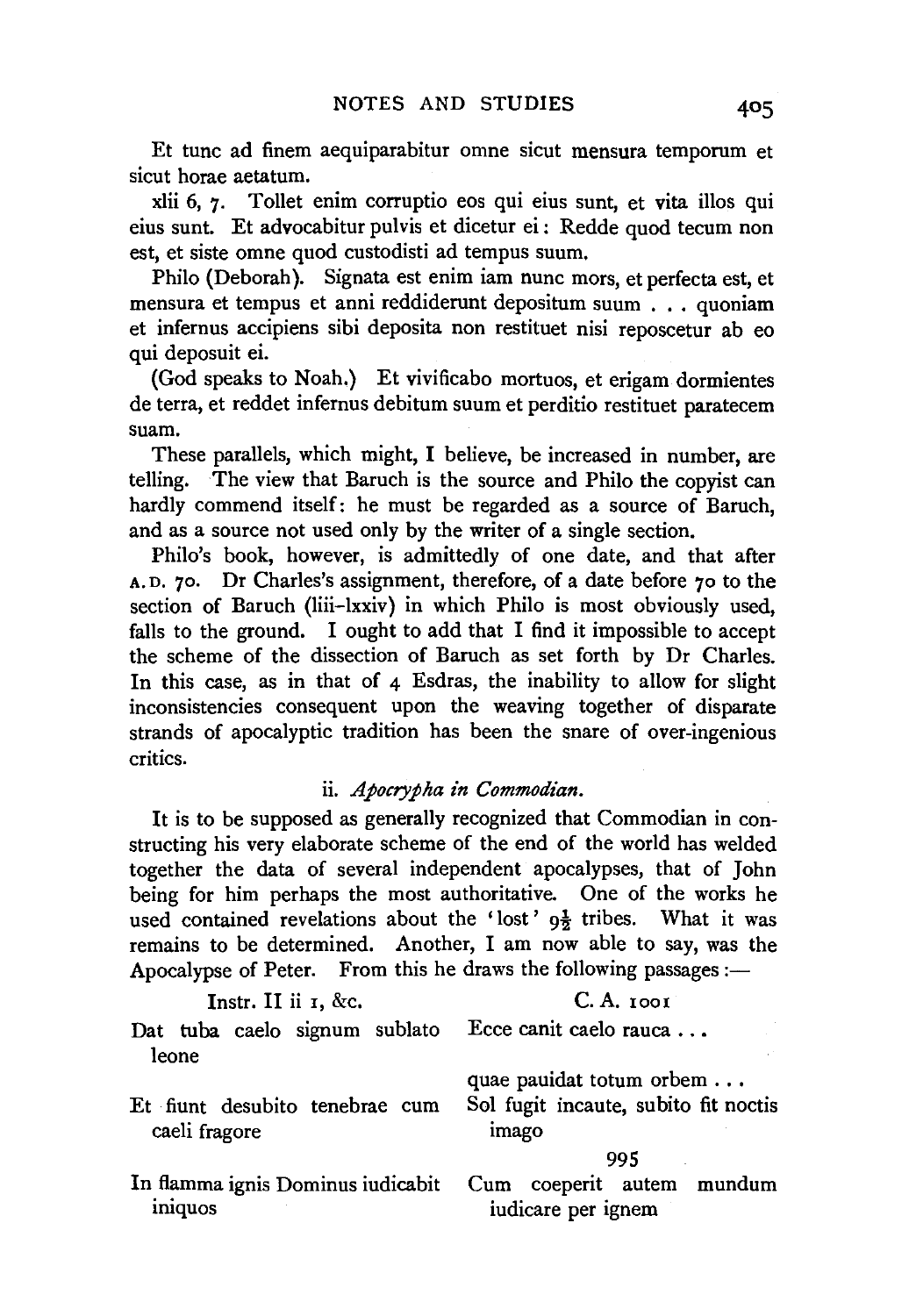Et tunc ad finem aequiparabitur omne sicut mensura temporum et sicut horae aetatum.

xlii 6, 7. Tollet enim corruptio eos qui eius sunt, et vita illos qui eius sunt. Et advocabitur pulvis et dicetur ei: Redde quod tecum non est, et siste omne quod custodisti ad tempus suum.

Philo (Deborah). Signata est enim iam nunc mors, et perfecta est, et mensura et tempus et anni reddiderunt depositum suum . . . quoniam et infernus accipiens sibi deposita non restituet nisi reposcetur ab eo qui deposuit ei.

(God speaks to Noah.) Et vivificabo mortuos, et erigam dormientes de terra, et reddet infernus debitum suum et perditio restituet paratecem suam.

These parallels, which might, I believe, be increased in number, are telling. The view that Baruch is the source and Philo the copyist can hardly commend itself: he must be regarded as a source of Baruch, and as a source not used only by the writer of a single section.

Philo's book, however, is admittedly of one date, and that after A.D. 70. Dr Charles's assignment, therefore, of a date before 70 to the section of Baruch (liii–lxxiv) in which Philo is most obviously used, falls to the ground. I ought to add that I find it impossible to accept the scheme of the dissection of Baruch as set forth by Dr Charles. In this case, as in that of 4 Esdras, the inability to allow for slight inconsistencies consequent upon the weaving together of disparate strands of apocalyptic tradition has been the snare of over-ingenious critics.

### ii. *Apocrypha in Commodian.*

It is to be supposed as generally recognized that Commodian in constructing his very elaborate scheme of the end of the world has welded together the data of several independent apocalypses, that of John being for him perhaps the most authoritative. One of the works he used contained revelations about the 'lost' $9\frac{1}{2}$ tribes. What it was remains to be determined. Another, I am now able to say, was the Apocalypse of Peter. From this he draws the following passages:—

| Instr. II ii 1, &c. | C. A. 1001 |
|---|---|
| Dat tuba caelo signum sublato leone | Ecce canit caelo rauca . . . |
| | quae pauidat totum orbem . . . |
| Et fiunt desubito tenebrae cum caeli fragore | Sol fugit incaute, subito fit noctis imago |
| | 995 |
| In flamma ignis Dominus iudicabit iniquos | Cum coeperit autem mundum iudicare per ignem |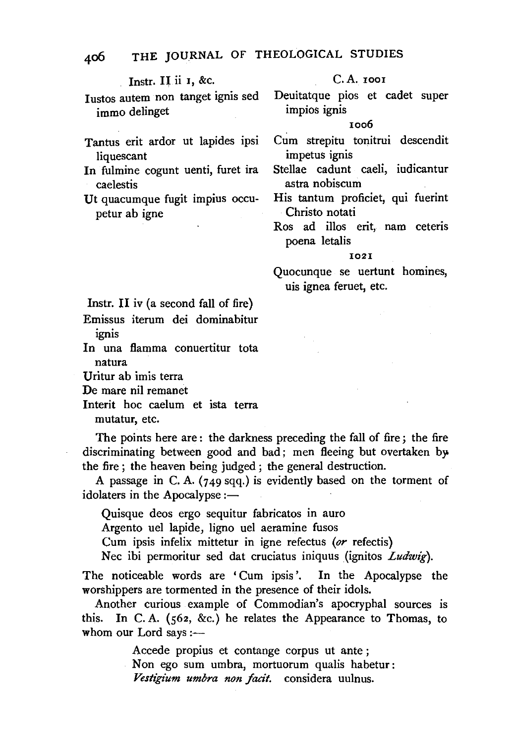| Instr. II ii 1, &c. | C. A. 1001 |
|---|---|
| Iustos autem non tanget ignis sed immo delinget | Deuitatque pios et cadet super impios ignis |
| | 1006 |
| Tantus erit ardor ut lapides ipsi liquescant | Cum strepitu tonitrui descendit impetus ignis |
| In fulmine cogunt uenti, furet ira caelestis | Stellae cadunt caeli, iudicantur astra nobiscum |
| Ut quacumque fugit impius occupetur ab igne | His tantum proficiet, qui fuerint Christo notati |
| | Ros ad illos erit, nam ceteris poena letalis |
| | 1021 |
| | Quocunque se uertunt homines, uis ignea feruet, etc. |

Instr. II iv (a second fall of fire)
Emissus iterum dei dominabitur ignis
In una flamma conuertitur tota natura
Uritur ab imis terra
De mare nil remanet
Interit hoc caelum et ista terra mutatur, etc.

The points here are: the darkness preceding the fall of fire; the fire discriminating between good and bad; men fleeing but overtaken by the fire; the heaven being judged; the general destruction.

A passage in C. A. (749 sqq.) is evidently based on the torment of idolaters in the Apocalypse:—

> Quisque deos ergo sequitur fabricatos in auro
> Argento uel lapide, ligno uel aeramine fusos
> Cum ipsis infelix mittetur in igne refectus (*or* refectis)
> Nec ibi permoritur sed dat cruciatus iniquus (ignitos *Ludwig*).

The noticeable words are 'Cum ipsis'. In the Apocalypse the worshippers are tormented in the presence of their idols.

Another curious example of Commodian's apocryphal sources is this. In C. A. (562, &c.) he relates the Appearance to Thomas, to whom our Lord says:—

> Accede propius et contange corpus ut ante;
> Non ego sum umbra, mortuorum qualis habetur:
> *Vestigium umbra non facit.* considera uulnus.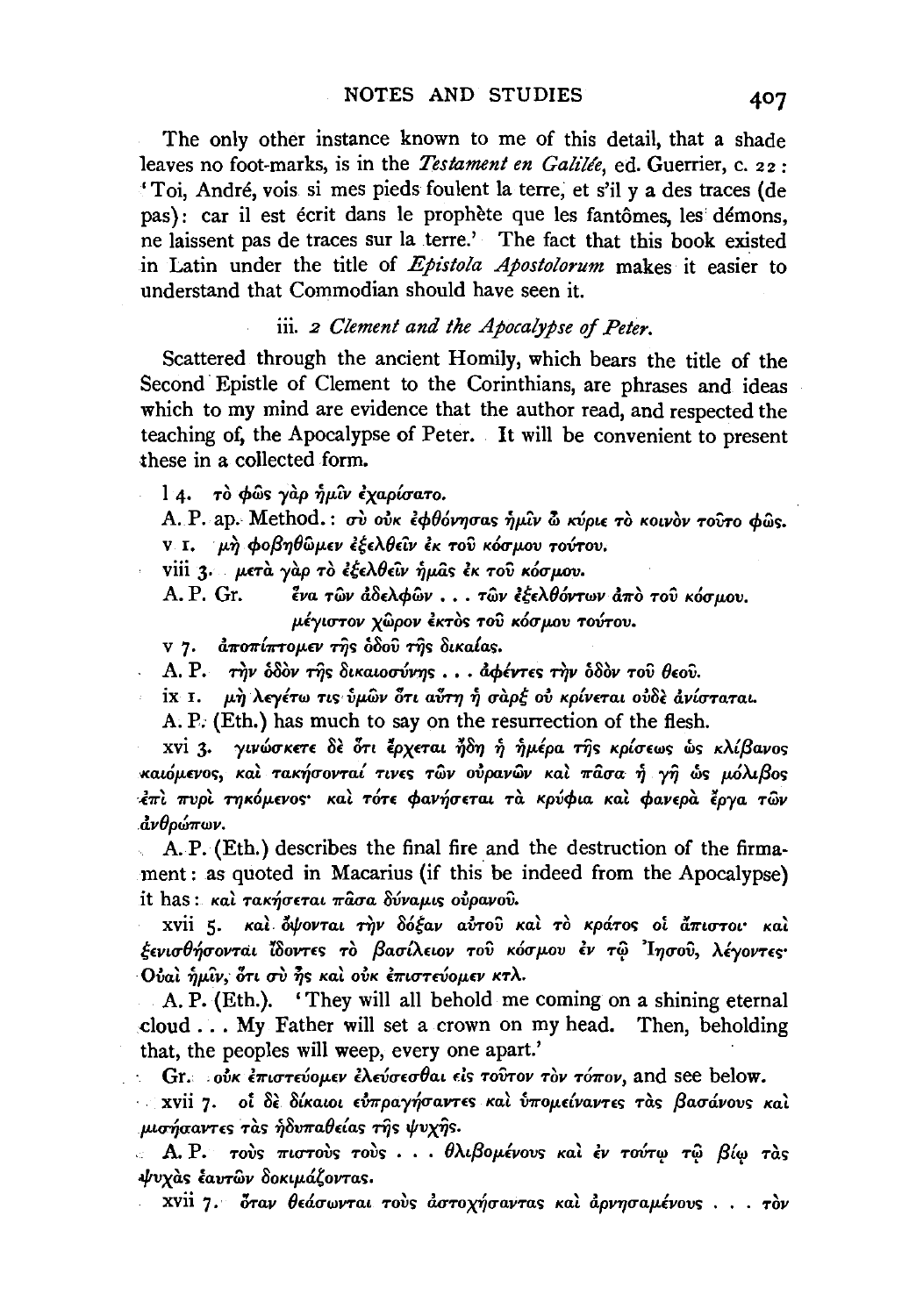The only other instance known to me of this detail, that a shade leaves no foot-marks, is in the *Testament en Galilée*, ed. Guerrier, c. 22: 'Toi, André, vois si mes pieds foulent la terre, et s'il y a des traces (de pas): car il est écrit dans le prophète que les fantômes, les démons, ne laissent pas de traces sur la terre.' The fact that this book existed in Latin under the title of *Epistola Apostolorum* makes it easier to understand that Commodian should have seen it.

### iii. *2 Clement and the Apocalypse of Peter.*

Scattered through the ancient Homily, which bears the title of the Second Epistle of Clement to the Corinthians, are phrases and ideas which to my mind are evidence that the author read, and respected the teaching of, the Apocalypse of Peter. It will be convenient to present these in a collected form.

I 4. τὸ φῶς γὰρ ἡμῖν ἐχαρίσατο.

A. P. ap. Method.: σὺ οὐκ ἐφθόνησας ἡμῖν ὦ κύριε τὸ κοινὸν τοῦτο φῶς.

v 1. μὴ φοβηθῶμεν ἐξελθεῖν ἐκ τοῦ κόσμου τούτου.

viii 3. μετὰ γὰρ τὸ ἐξελθεῖν ἡμᾶς ἐκ τοῦ κόσμου.

A. P. Gr. ἕνα τῶν ἀδελφῶν . . . τῶν ἐξελθόντων ἀπὸ τοῦ κόσμου. μέγιστον χῶρον ἐκτὸς τοῦ κόσμου τούτου.

v 7. ἀποπίπτομεν τῆς ὁδοῦ τῆς δικαίας.

A. P. τὴν ὁδὸν τῆς δικαιοσύνης . . . ἀφέντες τὴν ὁδὸν τοῦ θεοῦ.

ix 1. μὴ λεγέτω τις ὑμῶν ὅτι αὕτη ἡ σὰρξ οὐ κρίνεται οὐδὲ ἀνίσταται.

A. P. (Eth.) has much to say on the resurrection of the flesh.

xvi 3. γινώσκετε δὲ ὅτι ἔρχεται ἤδη ἡ ἡμέρα τῆς κρίσεως ὡς κλίβανος καιόμενος, καὶ τακήσονταί τινες τῶν οὐρανῶν καὶ πᾶσα ἡ γῆ ὡς μόλιβος ἐπὶ πυρὶ τηκόμενος· καὶ τότε φανήσεται τὰ κρύφια καὶ φανερὰ ἔργα τῶν ἀνθρώπων.

A. P. (Eth.) describes the final fire and the destruction of the firmament: as quoted in Macarius (if this be indeed from the Apocalypse) it has: καὶ τακήσεται πᾶσα δύναμις οὐρανοῦ.

xvii 5. καὶ ὄψονται τὴν δόξαν αὐτοῦ καὶ τὸ κράτος οἱ ἄπιστοι· καὶ ξενισθήσονται ἰδόντες τὸ βασίλειον τοῦ κόσμου ἐν τῷ Ἰησοῦ, λέγοντες· Οὐαὶ ἡμῖν, ὅτι σὺ ἦς καὶ οὐκ ἐπιστεύομεν κτλ.

A. P. (Eth.). 'They will all behold me coming on a shining eternal cloud . . . My Father will set a crown on my head. Then, beholding that, the peoples will weep, every one apart.'

Gr. οὐκ ἐπιστεύομεν ἐλεύσεσθαι εἰς τοῦτον τὸν τόπον, and see below.

xvii 7. οἱ δὲ δίκαιοι εὐπραγήσαντες καὶ ὑπομείναντες τὰς βασάνους καὶ μισήσαντες τὰς ἡδυπαθείας τῆς ψυχῆς.

A. P. τοὺς πιστοὺς τοὺς . . . θλιβομένους καὶ ἐν τούτῳ τῷ βίῳ τὰς ψυχὰς ἑαυτῶν δοκιμάζοντας.

xvii 7. ὅταν θεάσωνται τοὺς ἀστοχήσαντας καὶ ἀρνησαμένους . . . τὸν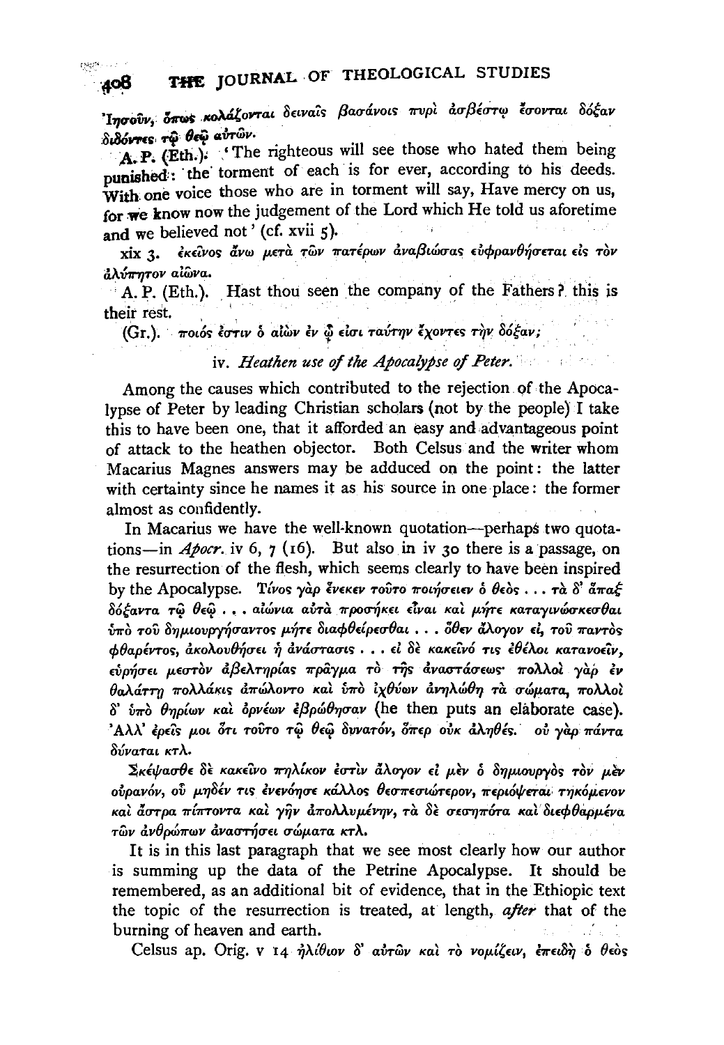Ἰησοῦν, ὅπως κολάζονται δειναῖς βασάνοις πυρὶ ἀσβέστῳ ἔσονται δόξαν διδόντες τῷ θεῷ αὐτῶν.

A. P. (Eth.). 'The righteous will see those who hated them being punished: the torment of each is for ever, according to his deeds. With one voice those who are in torment will say, Have mercy on us, for we know now the judgement of the Lord which He told us aforetime and we believed not' (cf. xvii 5).

xix 3. ἐκεῖνος ἄνω μετὰ τῶν πατέρων ἀναβιώσας εὐφρανθήσεται εἰς τὸν ἀλύπητον αἰῶνα.

A. P. (Eth.). Hast thou seen the company of the Fathers? this is their rest.

(Gr.). ποιός ἐστιν ὁ αἰὼν ἐν ᾧ εἰσι ταύτην ἔχοντες τὴν δόξαν;

### iv. *Heathen use of the Apocalypse of Peter.*

Among the causes which contributed to the rejection of the Apocalypse of Peter by leading Christian scholars (not by the people) I take this to have been one, that it afforded an easy and advantageous point of attack to the heathen objector. Both Celsus and the writer whom Macarius Magnes answers may be adduced on the point: the latter with certainty since he names it as his source in one place: the former almost as confidently.

In Macarius we have the well-known quotation—perhaps two quotations—in *Apocr.* iv 6, 7 (16). But also in iv 30 there is a passage, on the resurrection of the flesh, which seems clearly to have been inspired by the Apocalypse. Τίνος γὰρ ἕνεκεν τοῦτο ποιήσειεν ὁ θεὸς . . . τὰ δ' ἅπαξ δόξαντα τῷ θεῷ . . . αἰώνια αὐτὰ προσήκει εἶναι καὶ μήτε καταγινώσκεσθαι ὑπὸ τοῦ δημιουργήσαντος μήτε διαφθείρεσθαι . . . ὅθεν ἄλογον εἰ, τοῦ παντὸς φθαρέντος, ἀκολουθήσει ἡ ἀνάστασις . . . εἰ δὲ κακεῖνό τις ἐθέλοι κατανοεῖν, εὑρήσει μεστὸν ἀβελτηρίας πρᾶγμα τὸ τῆς ἀναστάσεως· πολλοὶ γὰρ ἐν θαλάττῃ πολλάκις ἀπώλοντο καὶ ὑπὸ ἰχθύων ἀνηλώθη τὰ σώματα, πολλοὶ δ' ὑπὸ θηρίων καὶ ὀρνέων ἐβρώθησαν (he then puts an elaborate case). Ἀλλ' ἐρεῖς μοι ὅτι τοῦτο τῷ θεῷ δυνατόν, ὅπερ οὐκ ἀληθές. οὐ γὰρ πάντα δύναται κτλ.

Σκέψασθε δὲ κακεῖνο πηλίκον ἐστὶν ἄλογον εἰ μὲν ὁ δημιουργὸς τὸν μὲν οὐρανόν, οὗ μηδέν τις ἐνενόησε κάλλος θεσπεσιώτερον, περιόψεται τηκόμενον καὶ ἄστρα πίπτοντα καὶ γῆν ἀπολλυμένην, τὰ δὲ σεσηπότα καὶ διεφθαρμένα τῶν ἀνθρώπων ἀναστήσει σώματα κτλ.

It is in this last paragraph that we see most clearly how our author is summing up the data of the Petrine Apocalypse. It should be remembered, as an additional bit of evidence, that in the Ethiopic text the topic of the resurrection is treated, at length, *after* that of the burning of heaven and earth.

Celsus ap. Orig. v 14 ἠλίθιον δ' αὐτῶν καὶ τὸ νομίζειν, ἐπειδὴ ὁ θεὸς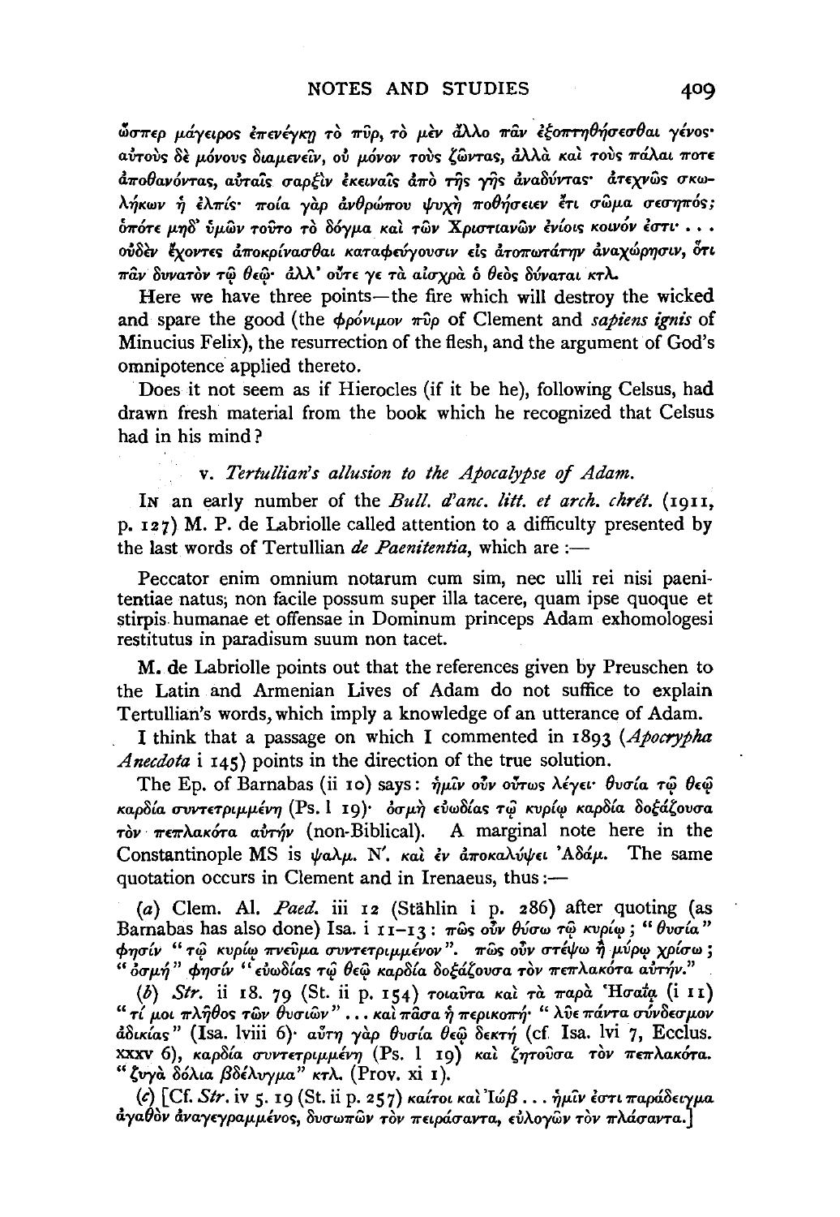ὥσπερ μάγειρος ἐπενέγκῃ τὸ πῦρ, τὸ μὲν ἄλλο πᾶν ἐξοπτηθήσεσθαι γένος· αὐτοὺς δὲ μόνους διαμενεῖν, οὐ μόνον τοὺς ζῶντας, ἀλλὰ καὶ τοὺς πάλαι ποτὲ ἀποθανόντας, αὐταῖς σαρξὶν ἐκειναῖς ἀπὸ τῆς γῆς ἀναδύντας· ἀτεχνῶς σκωλήκων ἡ ἐλπίς· ποία γὰρ ἀνθρώπου ψυχὴ ποθήσειεν ἔτι σῶμα σεσηπός; ὁπότε μηδ' ὑμῶν τοῦτο τὸ δόγμα καὶ τῶν Χριστιανῶν ἐνίοις κοινόν ἐστι· . . . οὐδὲν ἔχοντες ἀποκρίνασθαι καταφεύγουσιν εἰς ἀτοπωτάτην ἀναχώρησιν, ὅτι πᾶν δυνατὸν τῷ θεῷ· ἀλλ' οὔτε γε τὰ αἰσχρὰ ὁ θεὸς δύναται κτλ.

Here we have three points—the fire which will destroy the wicked and spare the good (the φρόνιμον πῦρ of Clement and *sapiens ignis* of Minucius Felix), the resurrection of the flesh, and the argument of God's omnipotence applied thereto.

Does it not seem as if Hierocles (if it be he), following Celsus, had drawn fresh material from the book which he recognized that Celsus had in his mind?

### v. *Tertullian's allusion to the Apocalypse of Adam.*

In an early number of the *Bull. d'anc. litt. et arch. chrét.* (1911, p. 127) M. P. de Labriolle called attention to a difficulty presented by the last words of Tertullian *de Paenitentia*, which are :—

Peccator enim omnium notarum cum sim, nec ulli rei nisi paenitentiae natus; non facile possum super illa tacere, quam ipse quoque et stirpis humanae et offensae in Dominum princeps Adam exhomologesi restitutus in paradisum suum non tacet.

M. de Labriolle points out that the references given by Preuschen to the Latin and Armenian Lives of Adam do not suffice to explain Tertullian's words, which imply a knowledge of an utterance of Adam.

I think that a passage on which I commented in 1893 (*Apocrypha Anecdota* i 145) points in the direction of the true solution.

The Ep. of Barnabas (ii 10) says: ἡμῖν οὖν οὕτως λέγει· θυσία τῷ θεῷ καρδία συντετριμμένη (Ps. l 19)· ὀσμὴ εὐωδίας τῷ κυρίῳ καρδία δοξάζουσα τὸν πεπλακότα αὐτήν (non-Biblical). A marginal note here in the Constantinople MS is ψαλμ. Ν'. καὶ ἐν ἀποκαλύψει 'Αδάμ. The same quotation occurs in Clement and in Irenaeus, thus :—

(*a*) Clem. Al. *Paed.* iii 12 (Stählin i p. 286) after quoting (as Barnabas has also done) Isa. i 11–13: πῶς οὖν θύσω τῷ κυρίῳ; "θυσία" φησίν "τῷ κυρίῳ πνεῦμα συντετριμμένον". πῶς οὖν στέψω ἢ μύρῳ χρίσω; "ὀσμή" φησίν "εὐωδίας τῷ θεῷ καρδία δοξάζουσα τὸν πεπλακότα αὐτήν."

(*b*) *Str.* ii 18. 79 (St. ii p. 154) τοιαῦτα καὶ τὰ παρὰ 'Ησαΐᾳ (i 11) "τί μοι πλῆθος τῶν θυσιῶν" . . . καὶ πᾶσα ἡ περικοπή· "λῦε πάντα σύνδεσμον ἀδικίας" (Isa. lviii 6)· αὕτη γὰρ θυσία θεῷ δεκτή (cf. Isa. lvi 7, Ecclus. xxxv 6), καρδία συντετριμμένη (Ps. l 19) καὶ ζητοῦσα τὸν πεπλακότα. "ζυγὰ δόλια βδέλυγμα" κτλ. (Prov. xi 1).

(*c*) [Cf. *Str.* iv 5. 19 (St. ii p. 257) καίτοι καὶ 'Ιώβ . . . ἡμῖν ἐστι παράδειγμα ἀγαθὸν ἀναγεγραμμένος, δυσωπῶν τὸν πειράσαντα, εὐλογῶν τὸν πλάσαντα.]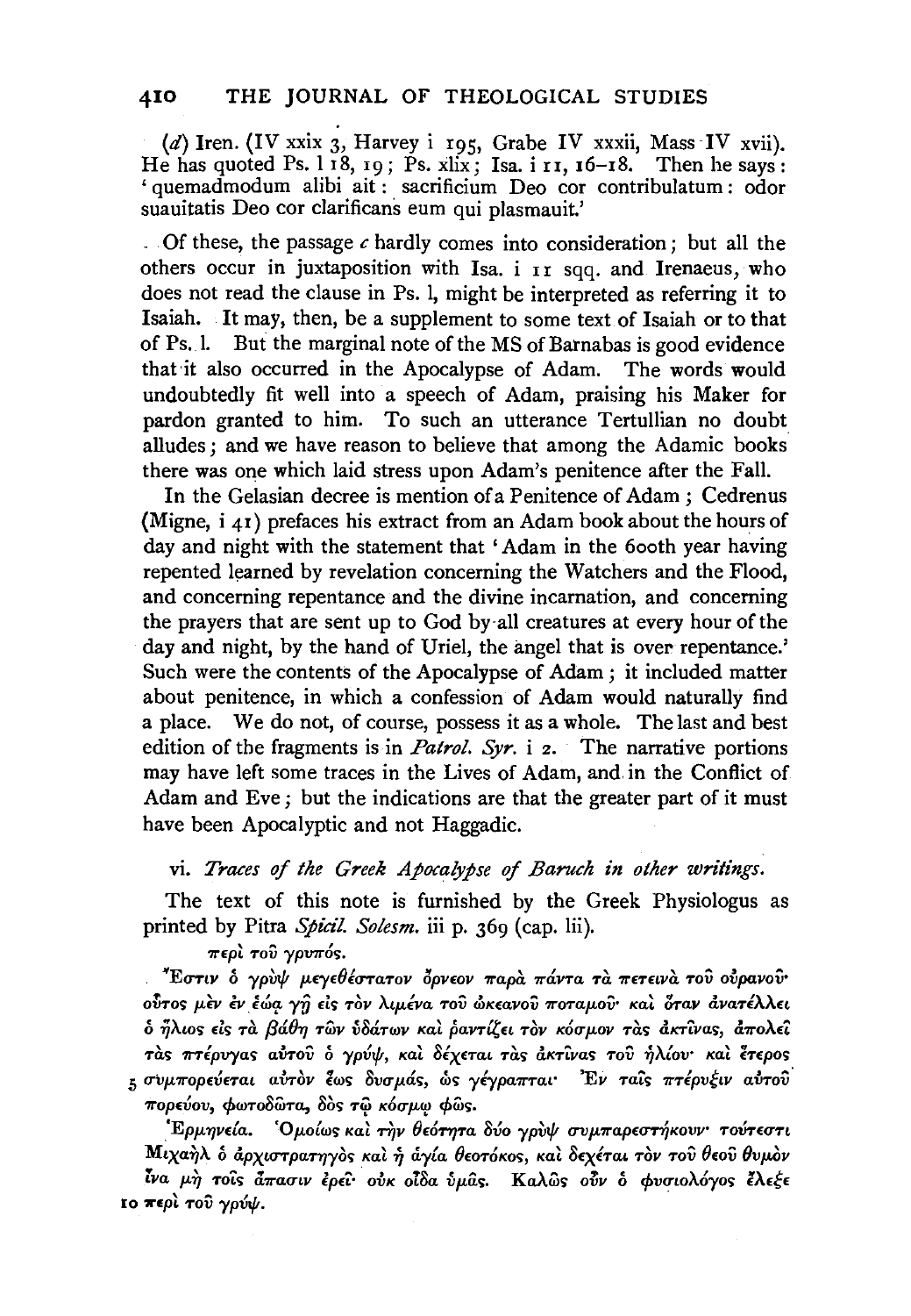(*d*) Iren. (IV xxix 3, Harvey i 195, Grabe IV xxxii, Mass IV xvii). He has quoted Ps. l 18, 19; Ps. xlix; Isa. i 11, 16–18. Then he says: 'quemadmodum alibi ait: sacrificium Deo cor contribulatum: odor suauitatis Deo cor clarificans eum qui plasmauit.'

Of these, the passage *c* hardly comes into consideration; but all the others occur in juxtaposition with Isa. i 11 sqq. and Irenaeus, who does not read the clause in Ps. l, might be interpreted as referring it to Isaiah. It may, then, be a supplement to some text of Isaiah or to that of Ps. l. But the marginal note of the MS of Barnabas is good evidence that it also occurred in the Apocalypse of Adam. The words would undoubtedly fit well into a speech of Adam, praising his Maker for pardon granted to him. To such an utterance Tertullian no doubt alludes; and we have reason to believe that among the Adamic books there was one which laid stress upon Adam's penitence after the Fall.

In the Gelasian decree is mention of a Penitence of Adam; Cedrenus (Migne, i 41) prefaces his extract from an Adam book about the hours of day and night with the statement that 'Adam in the 600th year having repented learned by revelation concerning the Watchers and the Flood, and concerning repentance and the divine incarnation, and concerning the prayers that are sent up to God by all creatures at every hour of the day and night, by the hand of Uriel, the angel that is over repentance.' Such were the contents of the Apocalypse of Adam; it included matter about penitence, in which a confession of Adam would naturally find a place. We do not, of course, possess it as a whole. The last and best edition of the fragments is in *Patrol. Syr.* i 2. The narrative portions may have left some traces in the Lives of Adam, and in the Conflict of Adam and Eve; but the indications are that the greater part of it must have been Apocalyptic and not Haggadic.

### vi. *Traces of the Greek Apocalypse of Baruch in other writings.*

The text of this note is furnished by the Greek Physiologus as printed by Pitra *Spicil. Solesm.* iii p. 369 (cap. lii).

περὶ τοῦ γρυπός.

Ἔστιν ὁ γρὺψ μεγεθέστατον ὄρνεον παρὰ πάντα τὰ πετεινὰ τοῦ οὐρανοῦ· οὗτος μὲν ἐν ἑῴᾳ γῇ εἰς τὸν λιμένα τοῦ ὠκεανοῦ ποταμοῦ· καὶ ὅταν ἀνατέλλει ὁ ἥλιος εἰς τὰ βάθη τῶν ὑδάτων καὶ ῥαντίζει τὸν κόσμον τὰς ἀκτῖνας, ἀπολεῖ τὰς πτέρυγας αὐτοῦ ὁ γρύψ, καὶ δέχεται τὰς ἀκτῖνας τοῦ ἡλίου· καὶ ἕτερος 5 συμπορεύεται αὐτὸν ἕως δυσμάς, ὡς γέγραπται· Ἐν ταῖς πτέρυξιν αὐτοῦ πορεύου, φωτοδῶτα, δὸς τῷ κόσμῳ φῶς.

Ἑρμηνεία. Ὁμοίως καὶ τὴν θεότητα δύο γρὺψ συμπαρεστήκουν· τούτεστι Μιχαὴλ ὁ ἀρχιστρατηγὸς καὶ ἡ ἁγία θεοτόκος, καὶ δεχέται τὸν τοῦ θεοῦ θυμὸν ἵνα μὴ τοῖς ἅπασιν ἐρεῖ· οὐκ οἶδα ὑμᾶς. Καλῶς οὖν ὁ φυσιολόγος ἔλεξε 10 περὶ τοῦ γρύψ.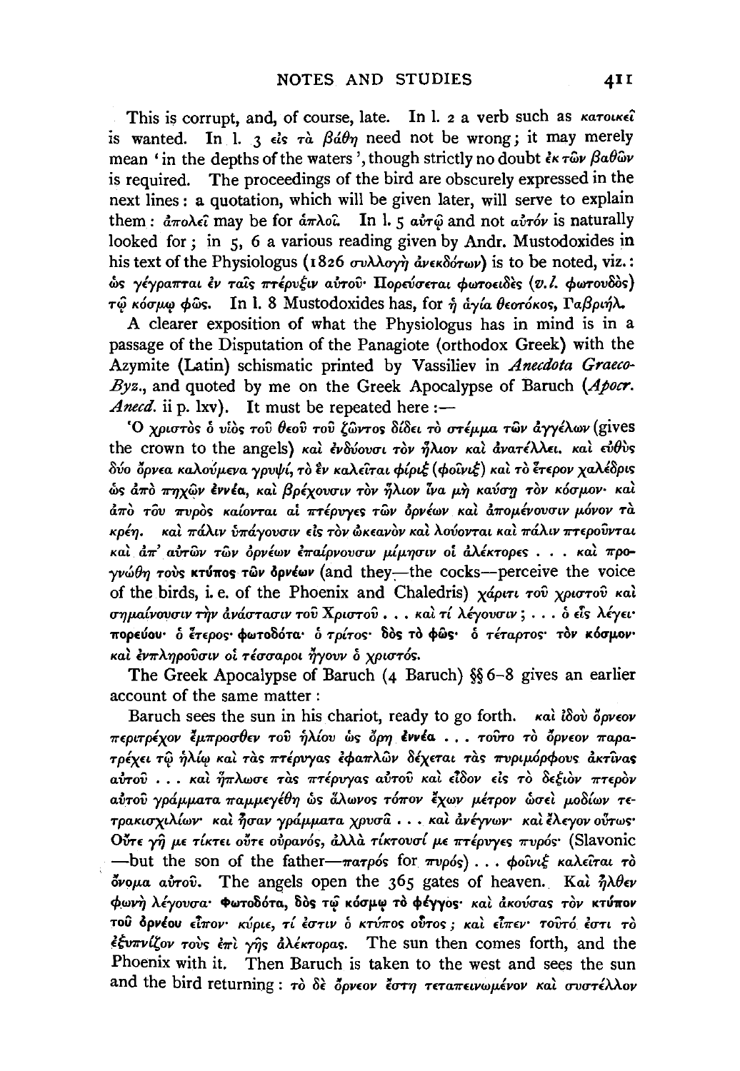This is corrupt, and, of course, late. In l. 2 a verb such as κατοικεῖ is wanted. In l. 3 εἰς τὰ βάθη need not be wrong; it may merely mean 'in the depths of the waters', though strictly no doubt ἐκ τῶν βαθῶν is required. The proceedings of the bird are obscurely expressed in the next lines: a quotation, which will be given later, will serve to explain them: ἀπολεῖ may be for ἁπλοῖ. In l. 5 αὐτῷ and not αὐτόν is naturally looked for; in 5, 6 a various reading given by Andr. Mustodoxides in his text of the Physiologus (1826 συλλογὴ ἀνεκδότων) is to be noted, viz.: ὡς γέγραπται ἐν ταῖς πτέρυξιν αὐτοῦ· Πορεύσεται φωτοειδὲς (*v.l.* φωτουδὸς) τῷ κόσμῳ φῶς. In l. 8 Mustodoxides has, for ἡ ἁγία θεοτόκος, Γαβριήλ.

A clearer exposition of what the Physiologus has in mind is in a passage of the Disputation of the Panagiote (orthodox Greek) with the Azymite (Latin) schismatic printed by Vassiliev in *Anecdota Graeco-Byz.*, and quoted by me on the Greek Apocalypse of Baruch (*Apocr. Anecd.* ii p. lxv). It must be repeated here:—

Ὁ χριστὸς ὁ υἱὸς τοῦ θεοῦ τοῦ ζῶντος δίδει τὸ στέμμα τῶν ἀγγέλων (gives the crown to the angels) καὶ ἐνδύουσι τὸν ἥλιον καὶ ἀνατέλλει. καὶ εὐθὺς δύο ὄρνεα καλούμενα γρυψί, τὸ ἓν καλεῖται φίριξ (φοῖνιξ) καὶ τὸ ἕτερον χαλέδρις ὡς ἀπὸ πηχῶν ἐννέα, καὶ βρέχουσιν τὸν ἥλιον ἵνα μὴ καύσῃ τὸν κόσμον· καὶ ἀπὸ τοῦ πυρὸς καίονται αἱ πτέρυγες τῶν ὀρνέων καὶ ἀπομένουσιν μόνον τὰ κρέη. καὶ πάλιν ὑπάγουσιν εἰς τὸν ὠκεανὸν καὶ λούονται καὶ πάλιν πτεροῦνται καὶ ἀπ' αὐτῶν τῶν ὀρνέων ἐπαίρνουσιν μίμησιν οἱ ἀλέκτορες . . . καὶ προγνώθη τοὺς **κτύπος τῶν ὀρνέων** (and they—the cocks—perceive the voice of the birds, i. e. of the Phoenix and Chaledris) χάριτι τοῦ χριστοῦ καὶ σημαίνουσιν τὴν ἀνάστασιν τοῦ Χριστοῦ . . . καὶ τί λέγουσιν; . . . ὁ εἷς λέγει· πορεύου· ὁ ἕτερος· φωτοδότα· ὁ τρίτος· **δὸς τὸ φῶς**· ὁ τέταρτος· τὸν κόσμον· καὶ ἐνπληροῦσιν οἱ τέσσαροι ἤγουν ὁ χριστός.

The Greek Apocalypse of Baruch (4 Baruch) §§ 6–8 gives an earlier account of the same matter:

Baruch sees the sun in his chariot, ready to go forth. καὶ ἰδοὺ ὄρνεον περιτρέχον ἔμπροσθεν τοῦ ἡλίου ὡς ὄρη ἐννέα . . . τοῦτο τὸ ὄρνεον παρατρέχει τῷ ἡλίῳ καὶ τὰς πτέρυγας ἐφαπλῶν δέχεται τὰς πυριμόρφους ἀκτῖνας αὐτοῦ . . . καὶ ἥπλωσε τὰς πτέρυγας αὐτοῦ καὶ εἶδον εἰς τὸ δεξιὸν πτερὸν αὐτοῦ γράμματα παμμεγέθη ὡς ἅλωνος τόπον ἔχων μέτρον ὡσεὶ μοδίων τετρακισχιλίων· καὶ ἦσαν γράμματα χρυσᾶ . . . καὶ ἀνέγνων· καὶ ἔλεγον οὕτως· Οὔτε γῆ με τίκτει οὔτε οὐρανός, ἀλλὰ τίκτουσί με πτέρυγες πυρός· (Slavonic —but the son of the father—πατρός for πυρός) . . . φοῖνιξ καλεῖται τὸ ὄνομα αὐτοῦ. The angels open the 365 gates of heaven. Καὶ ἦλθεν φωνὴ λέγουσα· **Φωτοδότα, δὸς** τῷ κόσμῳ τὸ φέγγος· καὶ ἀκούσας τὸν **κτύπον τοῦ ὀρνέου** εἶπον· κύριε, τί ἐστιν ὁ κτύπος οὗτος; καὶ εἶπεν· τοῦτό ἐστι τὸ ἐξυπνίζον τοὺς ἐπὶ γῆς ἀλέκτορας. The sun then comes forth, and the Phoenix with it. Then Baruch is taken to the west and sees the sun and the bird returning: τὸ δὲ ὄρνεον ἔστη τεταπεινωμένον καὶ συστέλλον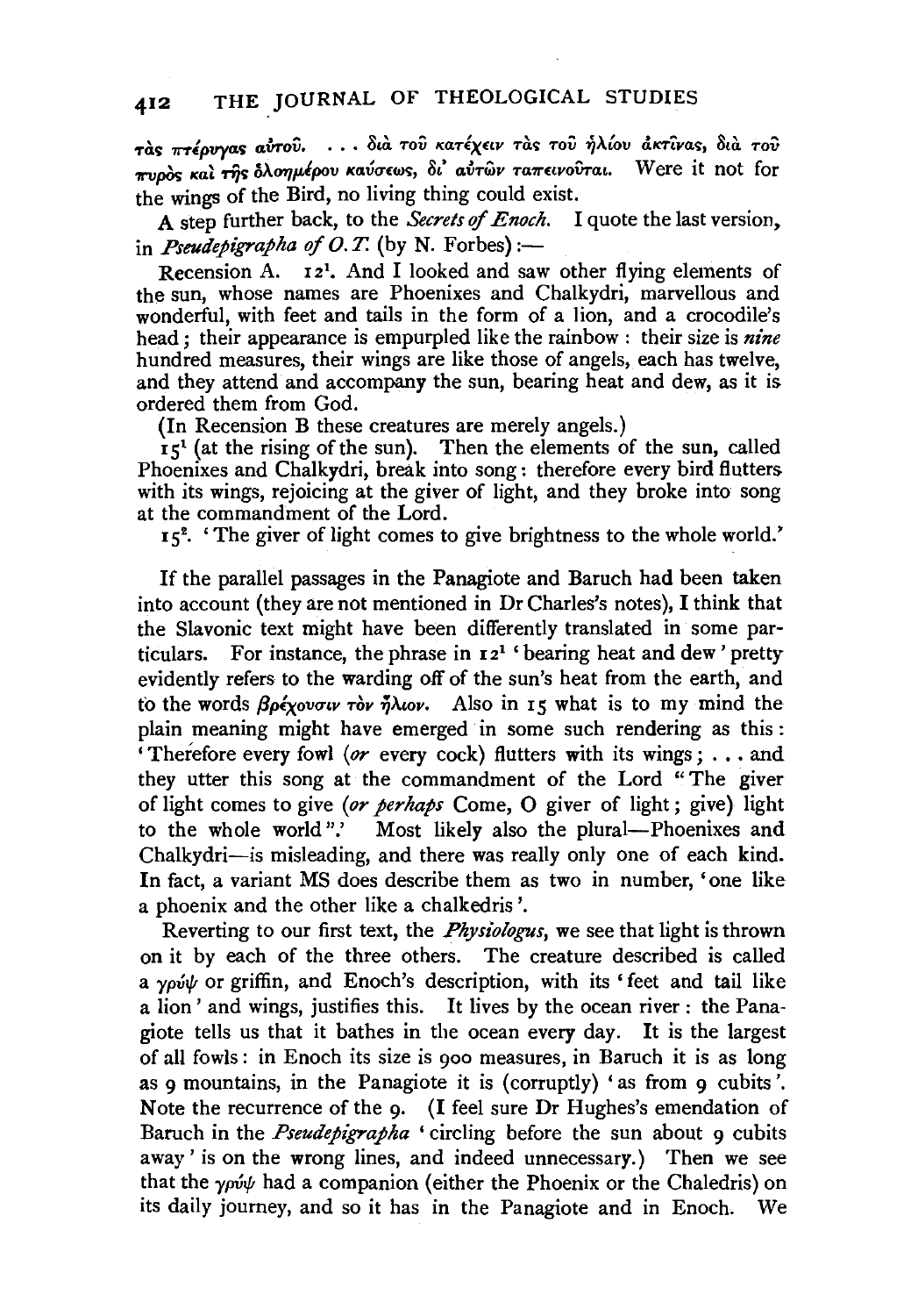τὰς πτέρυγας αὐτοῦ. . . . διὰ τοῦ κατέχειν τὰς τοῦ ἡλίου ἀκτῖνας, διὰ τοῦ πυρὸς καὶ τῆς ὁλοημέρου καύσεως, δι' αὐτῶν ταπεινοῦται. Were it not for the wings of the Bird, no living thing could exist.

A step further back, to the *Secrets of Enoch*. I quote the last version, in *Pseudepigrapha of O.T.* (by N. Forbes):—

Recension A. 12[1]. And I looked and saw other flying elements of the sun, whose names are Phoenixes and Chalkydri, marvellous and wonderful, with feet and tails in the form of a lion, and a crocodile's head; their appearance is empurpled like the rainbow: their size is *nine* hundred measures, their wings are like those of angels, each has twelve, and they attend and accompany the sun, bearing heat and dew, as it is ordered them from God.

(In Recension B these creatures are merely angels.)

15[1] (at the rising of the sun). Then the elements of the sun, called Phoenixes and Chalkydri, break into song: therefore every bird flutters with its wings, rejoicing at the giver of light, and they broke into song at the commandment of the Lord.

15[2]. 'The giver of light comes to give brightness to the whole world.'

If the parallel passages in the Panagiote and Baruch had been taken into account (they are not mentioned in Dr Charles's notes), I think that the Slavonic text might have been differently translated in some particulars. For instance, the phrase in 12[1] 'bearing heat and dew' pretty evidently refers to the warding off of the sun's heat from the earth, and to the words βρέχουσιν τὸν ἥλιον. Also in 15 what is to my mind the plain meaning might have emerged in some such rendering as this: 'Therefore every fowl (*or* every cock) flutters with its wings; . . . and they utter this song at the commandment of the Lord "The giver of light comes to give (*or perhaps* Come, O giver of light; give) light to the whole world".' Most likely also the plural—Phoenixes and Chalkydri—is misleading, and there was really only one of each kind. In fact, a variant MS does describe them as two in number, 'one like a phoenix and the other like a chalkedris'.

Reverting to our first text, the *Physiologus*, we see that light is thrown on it by each of the three others. The creature described is called a γρύψ or griffin, and Enoch's description, with its 'feet and tail like a lion' and wings, justifies this. It lives by the ocean river: the Panagiote tells us that it bathes in the ocean every day. It is the largest of all fowls: in Enoch its size is 900 measures, in Baruch it is as long as 9 mountains, in the Panagiote it is (corruptly) 'as from 9 cubits'. Note the recurrence of the 9. (I feel sure Dr Hughes's emendation of Baruch in the *Pseudepigrapha* 'circling before the sun about 9 cubits away' is on the wrong lines, and indeed unnecessary.) Then we see that the γρύψ had a companion (either the Phoenix or the Chaledris) on its daily journey, and so it has in the Panagiote and in Enoch. We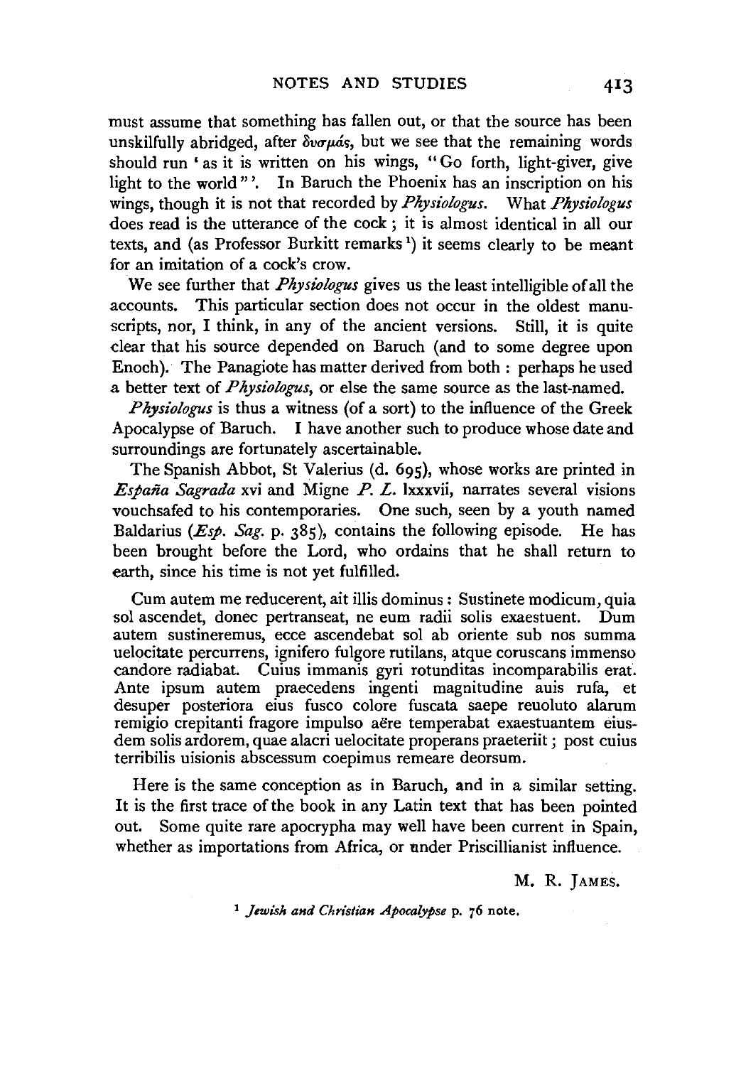must assume that something has fallen out, or that the source has been unskilfully abridged, after δυσμάς, but we see that the remaining words should run 'as it is written on his wings, "Go forth, light-giver, give light to the world"'. In Baruch the Phoenix has an inscription on his wings, though it is not that recorded by *Physiologus*. What *Physiologus* does read is the utterance of the cock; it is almost identical in all our texts, and (as Professor Burkitt remarks[1]) it seems clearly to be meant for an imitation of a cock's crow.

We see further that *Physiologus* gives us the least intelligible of all the accounts. This particular section does not occur in the oldest manuscripts, nor, I think, in any of the ancient versions. Still, it is quite clear that his source depended on Baruch (and to some degree upon Enoch). The Panagiote has matter derived from both: perhaps he used a better text of *Physiologus*, or else the same source as the last-named.

*Physiologus* is thus a witness (of a sort) to the influence of the Greek Apocalypse of Baruch. I have another such to produce whose date and surroundings are fortunately ascertainable.

The Spanish Abbot, St Valerius (d. 695), whose works are printed in *España Sagrada* xvi and Migne *P. L.* lxxxvii, narrates several visions vouchsafed to his contemporaries. One such, seen by a youth named Baldarius (*Esp. Sag.* p. 385), contains the following episode. He has been brought before the Lord, who ordains that he shall return to earth, since his time is not yet fulfilled.

> Cum autem me reducerent, ait illis dominus: Sustinete modicum, quia sol ascendet, donec pertranseat, ne eum radii solis exaestuent. Dum autem sustineremus, ecce ascendebat sol ab oriente sub nos summa uelocitate percurrens, ignifero fulgore rutilans, atque coruscans immenso candore radiabat. Cuius immanis gyri rotunditas incomparabilis erat. Ante ipsum autem praecedens ingenti magnitudine auis rufa, et desuper posteriora eius fusco colore fuscata saepe reuoluto alarum remigio crepitanti fragore impulso aëre temperabat exaestuantem eiusdem solis ardorem, quae alacri uelocitate properans praeteriit; post cuius terribilis uisionis abscessum coepimus remeare deorsum.

Here is the same conception as in Baruch, and in a similar setting. It is the first trace of the book in any Latin text that has been pointed out. Some quite rare apocrypha may well have been current in Spain, whether as importations from Africa, or under Priscillianist influence.

M. R. JAMES.

[1] *Jewish and Christian Apocalypse* p. 76 note.